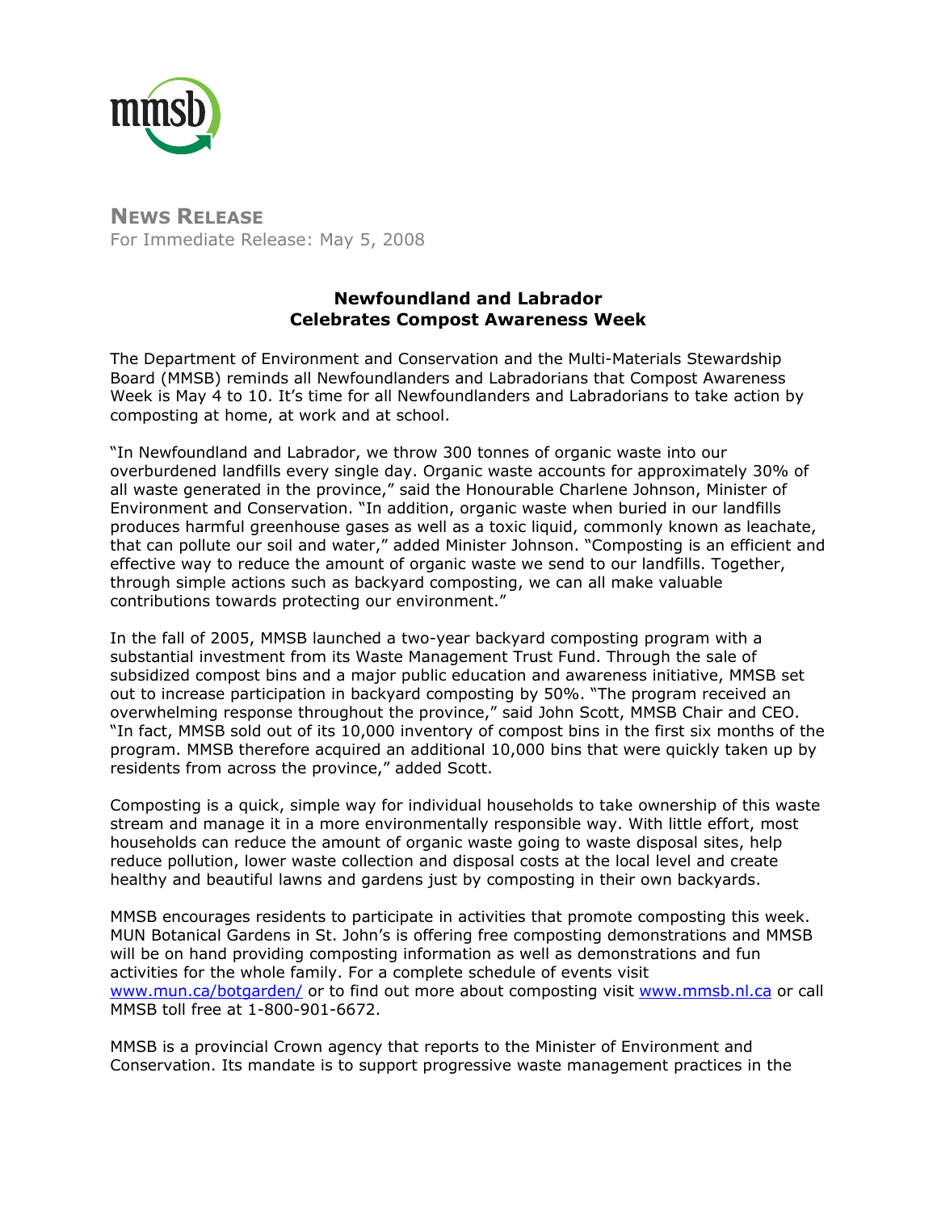mmsb

**NEWS RELEASE**

For Immediate Release: May 5, 2008

## Newfoundland and Labrador Celebrates Compost Awareness Week

The Department of Environment and Conservation and the Multi-Materials Stewardship Board (MMSB) reminds all Newfoundlanders and Labradorians that Compost Awareness Week is May 4 to 10. It's time for all Newfoundlanders and Labradorians to take action by composting at home, at work and at school.

"In Newfoundland and Labrador, we throw 300 tonnes of organic waste into our overburdened landfills every single day. Organic waste accounts for approximately 30% of all waste generated in the province," said the Honourable Charlene Johnson, Minister of Environment and Conservation. "In addition, organic waste when buried in our landfills produces harmful greenhouse gases as well as a toxic liquid, commonly known as leachate, that can pollute our soil and water," added Minister Johnson. "Composting is an efficient and effective way to reduce the amount of organic waste we send to our landfills. Together, through simple actions such as backyard composting, we can all make valuable contributions towards protecting our environment."

In the fall of 2005, MMSB launched a two-year backyard composting program with a substantial investment from its Waste Management Trust Fund. Through the sale of subsidized compost bins and a major public education and awareness initiative, MMSB set out to increase participation in backyard composting by 50%. "The program received an overwhelming response throughout the province," said John Scott, MMSB Chair and CEO. "In fact, MMSB sold out of its 10,000 inventory of compost bins in the first six months of the program. MMSB therefore acquired an additional 10,000 bins that were quickly taken up by residents from across the province," added Scott.

Composting is a quick, simple way for individual households to take ownership of this waste stream and manage it in a more environmentally responsible way. With little effort, most households can reduce the amount of organic waste going to waste disposal sites, help reduce pollution, lower waste collection and disposal costs at the local level and create healthy and beautiful lawns and gardens just by composting in their own backyards.

MMSB encourages residents to participate in activities that promote composting this week. MUN Botanical Gardens in St. John's is offering free composting demonstrations and MMSB will be on hand providing composting information as well as demonstrations and fun activities for the whole family. For a complete schedule of events visit [www.mun.ca/botgarden/](http://www.mun.ca/botgarden/) or to find out more about composting visit [www.mmsb.nl.ca](http://www.mmsb.nl.ca) or call MMSB toll free at 1-800-901-6672.

MMSB is a provincial Crown agency that reports to the Minister of Environment and Conservation. Its mandate is to support progressive waste management practices in the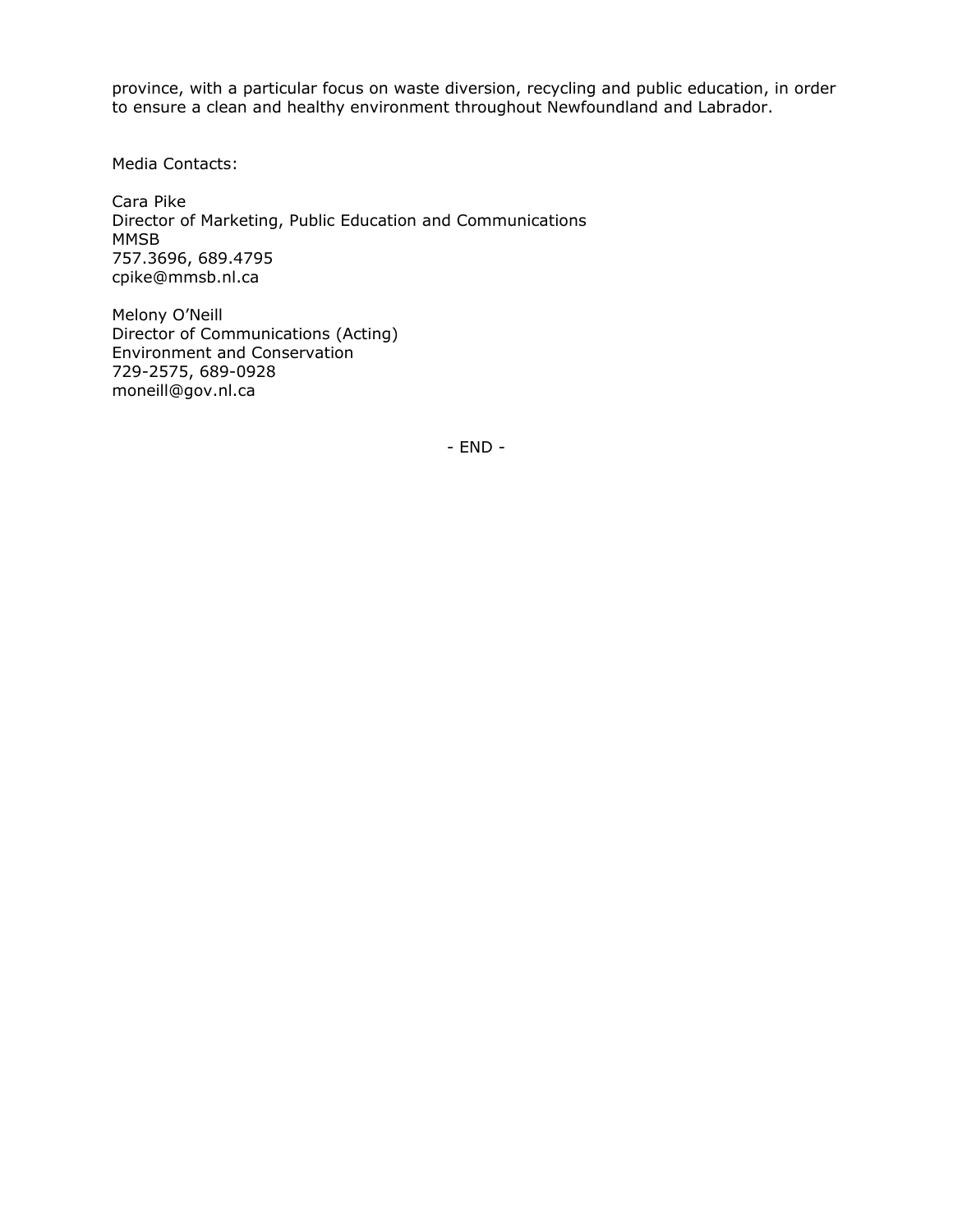province, with a particular focus on waste diversion, recycling and public education, in order to ensure a clean and healthy environment throughout Newfoundland and Labrador.

Media Contacts:

Cara Pike  
Director of Marketing, Public Education and Communications  
MMSB  
757.3696, 689.4795  
cpike@mmsb.nl.ca

Melony O'Neill  
Director of Communications (Acting)  
Environment and Conservation  
729-2575, 689-0928  
moneill@gov.nl.ca

- END -